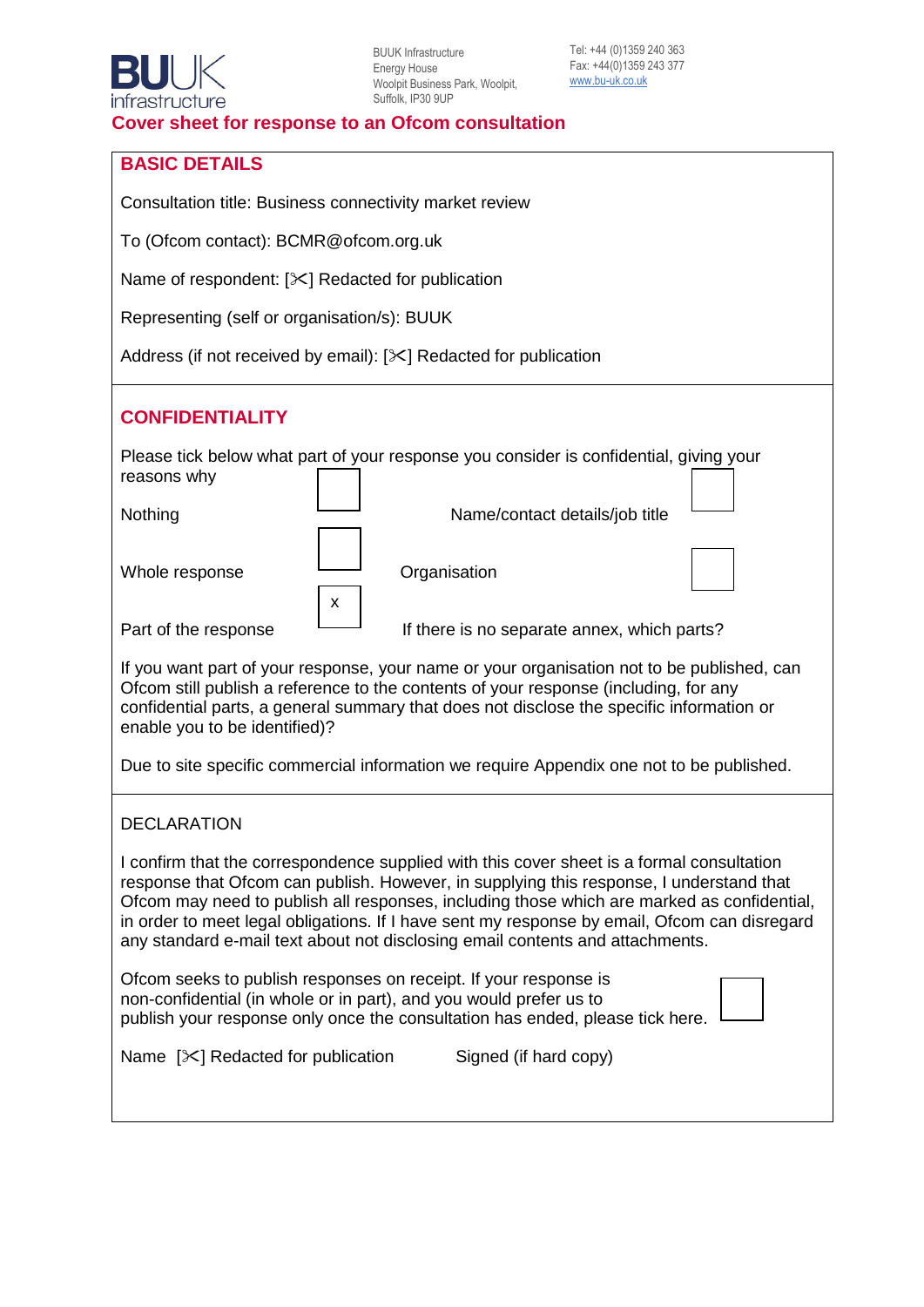BUUK infrastructure

BUUK Infrastructure
Energy House
Woolpit Business Park, Woolpit,
Suffolk, IP30 9UP

Tel: +44 (0)1359 240 363
Fax: +44(0)1359 243 377
www.bu-uk.co.uk

## Cover sheet for response to an Ofcom consultation

### BASIC DETAILS

Consultation title: Business connectivity market review

To (Ofcom contact): BCMR@ofcom.org.uk

Name of respondent: [✂] Redacted for publication

Representing (self or organisation/s): BUUK

Address (if not received by email): [✂] Redacted for publication

### CONFIDENTIALITY

Please tick below what part of your response you consider is confidential, giving your reasons why

| | | | |
|---|---|---|---|
| Nothing | ☐ | Name/contact details/job title | ☐ |
| Whole response | ☐ | Organisation | ☐ |
| Part of the response | X | If there is no separate annex, which parts? | |

If you want part of your response, your name or your organisation not to be published, can Ofcom still publish a reference to the contents of your response (including, for any confidential parts, a general summary that does not disclose the specific information or enable you to be identified)?

Due to site specific commercial information we require Appendix one not to be published.

### DECLARATION

I confirm that the correspondence supplied with this cover sheet is a formal consultation response that Ofcom can publish. However, in supplying this response, I understand that Ofcom may need to publish all responses, including those which are marked as confidential, in order to meet legal obligations. If I have sent my response by email, Ofcom can disregard any standard e-mail text about not disclosing email contents and attachments.

Ofcom seeks to publish responses on receipt. If your response is non-confidential (in whole or in part), and you would prefer us to publish your response only once the consultation has ended, please tick here. ☐

Name [✂] Redacted for publication    Signed (if hard copy)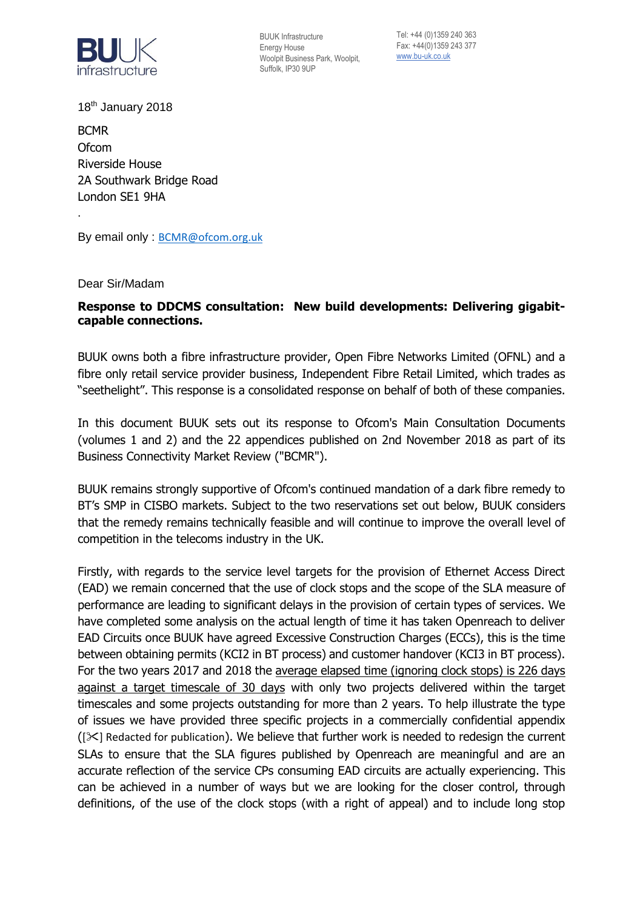BUUK Infrastructure
Energy House
Woolpit Business Park, Woolpit,
Suffolk, IP30 9UP

Tel: +44 (0)1359 240 363
Fax: +44(0)1359 243 377
www.bu-uk.co.uk

18th January 2018

BCMR
Ofcom
Riverside House
2A Southwark Bridge Road
London SE1 9HA

By email only : BCMR@ofcom.org.uk

Dear Sir/Madam

**Response to DDCMS consultation: New build developments: Delivering gigabit-capable connections.**

BUUK owns both a fibre infrastructure provider, Open Fibre Networks Limited (OFNL) and a fibre only retail service provider business, Independent Fibre Retail Limited, which trades as "seethelight". This response is a consolidated response on behalf of both of these companies.

In this document BUUK sets out its response to Ofcom's Main Consultation Documents (volumes 1 and 2) and the 22 appendices published on 2nd November 2018 as part of its Business Connectivity Market Review ("BCMR").

BUUK remains strongly supportive of Ofcom's continued mandation of a dark fibre remedy to BT's SMP in CISBO markets. Subject to the two reservations set out below, BUUK considers that the remedy remains technically feasible and will continue to improve the overall level of competition in the telecoms industry in the UK.

Firstly, with regards to the service level targets for the provision of Ethernet Access Direct (EAD) we remain concerned that the use of clock stops and the scope of the SLA measure of performance are leading to significant delays in the provision of certain types of services. We have completed some analysis on the actual length of time it has taken Openreach to deliver EAD Circuits once BUUK have agreed Excessive Construction Charges (ECCs), this is the time between obtaining permits (KCI2 in BT process) and customer handover (KCI3 in BT process). For the two years 2017 and 2018 the average elapsed time (ignoring clock stops) is 226 days against a target timescale of 30 days with only two projects delivered within the target timescales and some projects outstanding for more than 2 years. To help illustrate the type of issues we have provided three specific projects in a commercially confidential appendix ([✂] Redacted for publication). We believe that further work is needed to redesign the current SLAs to ensure that the SLA figures published by Openreach are meaningful and are an accurate reflection of the service CPs consuming EAD circuits are actually experiencing. This can be achieved in a number of ways but we are looking for the closer control, through definitions, of the use of the clock stops (with a right of appeal) and to include long stop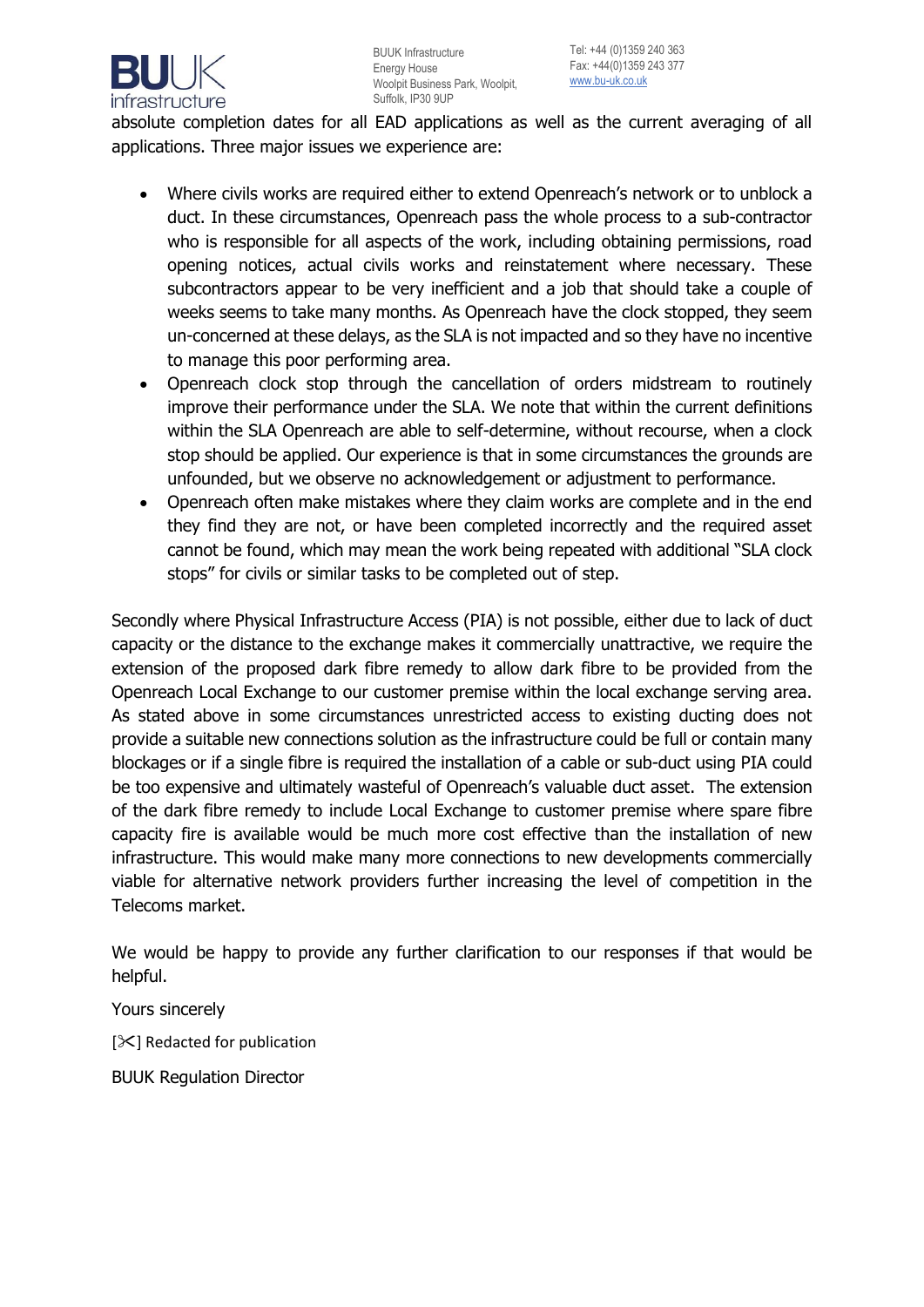absolute completion dates for all EAD applications as well as the current averaging of all applications. Three major issues we experience are:

- Where civils works are required either to extend Openreach's network or to unblock a duct. In these circumstances, Openreach pass the whole process to a sub-contractor who is responsible for all aspects of the work, including obtaining permissions, road opening notices, actual civils works and reinstatement where necessary. These subcontractors appear to be very inefficient and a job that should take a couple of weeks seems to take many months. As Openreach have the clock stopped, they seem un-concerned at these delays, as the SLA is not impacted and so they have no incentive to manage this poor performing area.
- Openreach clock stop through the cancellation of orders midstream to routinely improve their performance under the SLA. We note that within the current definitions within the SLA Openreach are able to self-determine, without recourse, when a clock stop should be applied. Our experience is that in some circumstances the grounds are unfounded, but we observe no acknowledgement or adjustment to performance.
- Openreach often make mistakes where they claim works are complete and in the end they find they are not, or have been completed incorrectly and the required asset cannot be found, which may mean the work being repeated with additional "SLA clock stops" for civils or similar tasks to be completed out of step.

Secondly where Physical Infrastructure Access (PIA) is not possible, either due to lack of duct capacity or the distance to the exchange makes it commercially unattractive, we require the extension of the proposed dark fibre remedy to allow dark fibre to be provided from the Openreach Local Exchange to our customer premise within the local exchange serving area. As stated above in some circumstances unrestricted access to existing ducting does not provide a suitable new connections solution as the infrastructure could be full or contain many blockages or if a single fibre is required the installation of a cable or sub-duct using PIA could be too expensive and ultimately wasteful of Openreach's valuable duct asset. The extension of the dark fibre remedy to include Local Exchange to customer premise where spare fibre capacity fire is available would be much more cost effective than the installation of new infrastructure. This would make many more connections to new developments commercially viable for alternative network providers further increasing the level of competition in the Telecoms market.

We would be happy to provide any further clarification to our responses if that would be helpful.

Yours sincerely

[✂] Redacted for publication

BUUK Regulation Director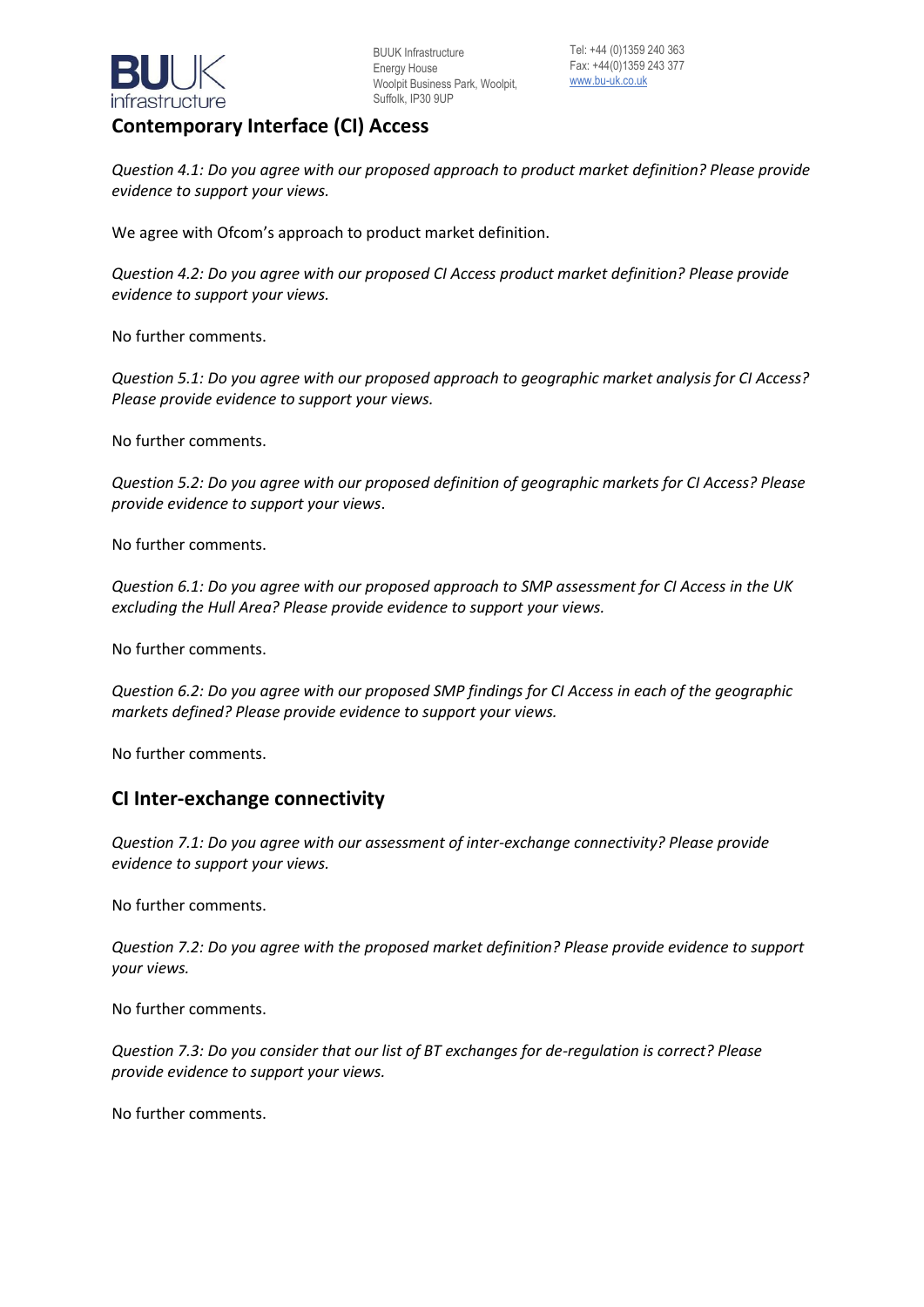## Contemporary Interface (CI) Access

*Question 4.1: Do you agree with our proposed approach to product market definition? Please provide evidence to support your views.*

We agree with Ofcom's approach to product market definition.

*Question 4.2: Do you agree with our proposed CI Access product market definition? Please provide evidence to support your views.*

No further comments.

*Question 5.1: Do you agree with our proposed approach to geographic market analysis for CI Access? Please provide evidence to support your views.*

No further comments.

*Question 5.2: Do you agree with our proposed definition of geographic markets for CI Access? Please provide evidence to support your views.*

No further comments.

*Question 6.1: Do you agree with our proposed approach to SMP assessment for CI Access in the UK excluding the Hull Area? Please provide evidence to support your views.*

No further comments.

*Question 6.2: Do you agree with our proposed SMP findings for CI Access in each of the geographic markets defined? Please provide evidence to support your views.*

No further comments.

## CI Inter-exchange connectivity

*Question 7.1: Do you agree with our assessment of inter-exchange connectivity? Please provide evidence to support your views.*

No further comments.

*Question 7.2: Do you agree with the proposed market definition? Please provide evidence to support your views.*

No further comments.

*Question 7.3: Do you consider that our list of BT exchanges for de-regulation is correct? Please provide evidence to support your views.*

No further comments.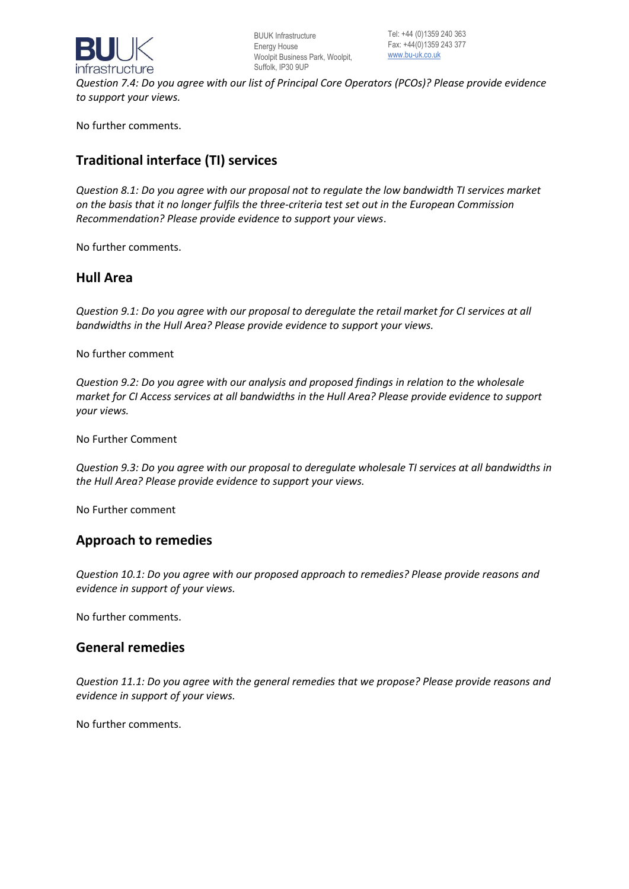*Question 7.4: Do you agree with our list of Principal Core Operators (PCOs)? Please provide evidence to support your views.*

No further comments.

## Traditional interface (TI) services

*Question 8.1: Do you agree with our proposal not to regulate the low bandwidth TI services market on the basis that it no longer fulfils the three-criteria test set out in the European Commission Recommendation? Please provide evidence to support your views*.

No further comments.

## Hull Area

*Question 9.1: Do you agree with our proposal to deregulate the retail market for CI services at all bandwidths in the Hull Area? Please provide evidence to support your views.*

No further comment

*Question 9.2: Do you agree with our analysis and proposed findings in relation to the wholesale market for CI Access services at all bandwidths in the Hull Area? Please provide evidence to support your views.*

No Further Comment

*Question 9.3: Do you agree with our proposal to deregulate wholesale TI services at all bandwidths in the Hull Area? Please provide evidence to support your views.*

No Further comment

## Approach to remedies

*Question 10.1: Do you agree with our proposed approach to remedies? Please provide reasons and evidence in support of your views.*

No further comments.

## General remedies

*Question 11.1: Do you agree with the general remedies that we propose? Please provide reasons and evidence in support of your views.*

No further comments.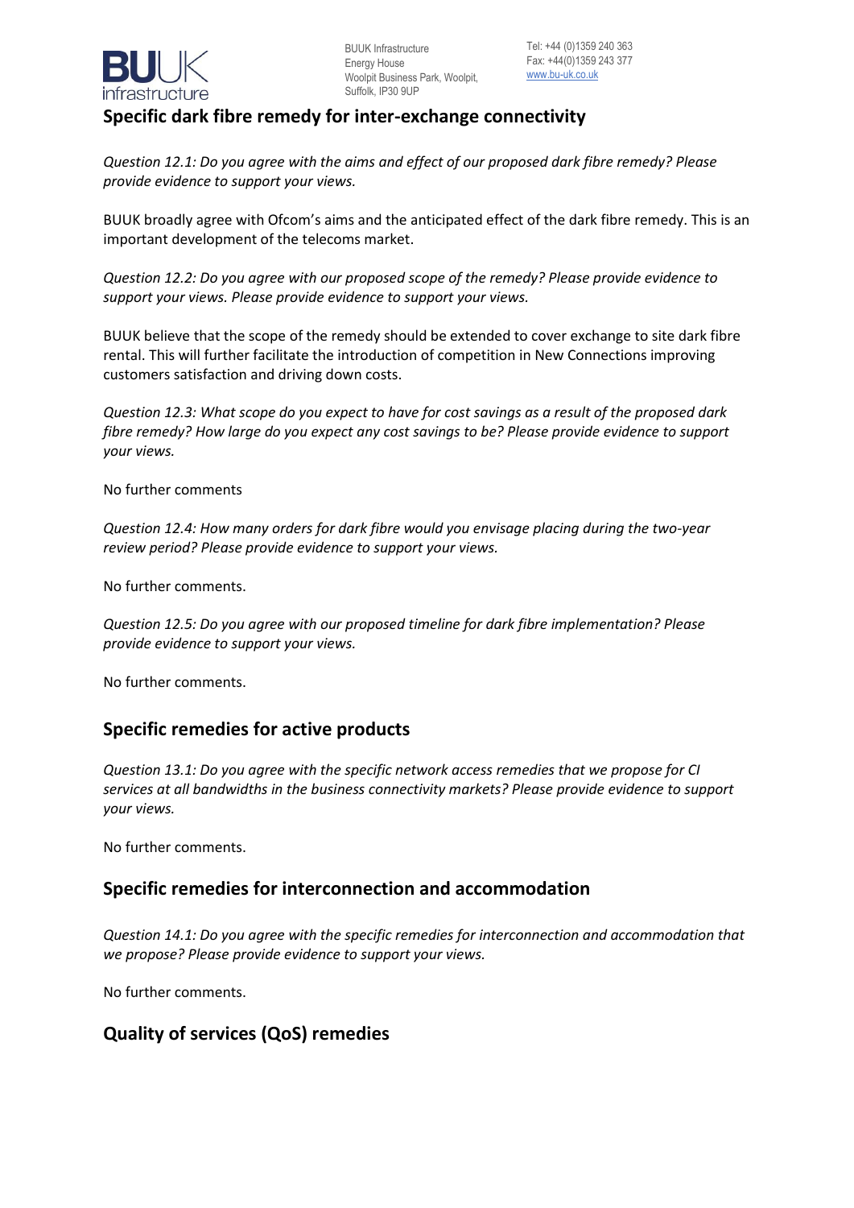## Specific dark fibre remedy for inter-exchange connectivity

*Question 12.1: Do you agree with the aims and effect of our proposed dark fibre remedy? Please provide evidence to support your views.*

BUUK broadly agree with Ofcom's aims and the anticipated effect of the dark fibre remedy. This is an important development of the telecoms market.

*Question 12.2: Do you agree with our proposed scope of the remedy? Please provide evidence to support your views. Please provide evidence to support your views.*

BUUK believe that the scope of the remedy should be extended to cover exchange to site dark fibre rental. This will further facilitate the introduction of competition in New Connections improving customers satisfaction and driving down costs.

*Question 12.3: What scope do you expect to have for cost savings as a result of the proposed dark fibre remedy? How large do you expect any cost savings to be? Please provide evidence to support your views.*

No further comments

*Question 12.4: How many orders for dark fibre would you envisage placing during the two-year review period? Please provide evidence to support your views.*

No further comments.

*Question 12.5: Do you agree with our proposed timeline for dark fibre implementation? Please provide evidence to support your views.*

No further comments.

## Specific remedies for active products

*Question 13.1: Do you agree with the specific network access remedies that we propose for CI services at all bandwidths in the business connectivity markets? Please provide evidence to support your views.*

No further comments.

## Specific remedies for interconnection and accommodation

*Question 14.1: Do you agree with the specific remedies for interconnection and accommodation that we propose? Please provide evidence to support your views.*

No further comments.

## Quality of services (QoS) remedies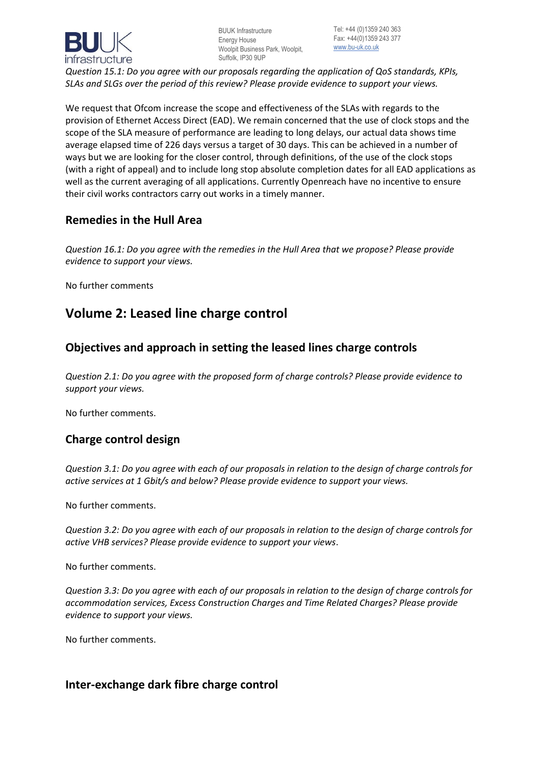*Question 15.1: Do you agree with our proposals regarding the application of QoS standards, KPIs, SLAs and SLGs over the period of this review? Please provide evidence to support your views.*

We request that Ofcom increase the scope and effectiveness of the SLAs with regards to the provision of Ethernet Access Direct (EAD). We remain concerned that the use of clock stops and the scope of the SLA measure of performance are leading to long delays, our actual data shows time average elapsed time of 226 days versus a target of 30 days. This can be achieved in a number of ways but we are looking for the closer control, through definitions, of the use of the clock stops (with a right of appeal) and to include long stop absolute completion dates for all EAD applications as well as the current averaging of all applications. Currently Openreach have no incentive to ensure their civil works contractors carry out works in a timely manner.

## Remedies in the Hull Area

*Question 16.1: Do you agree with the remedies in the Hull Area that we propose? Please provide evidence to support your views.*

No further comments

# Volume 2: Leased line charge control

## Objectives and approach in setting the leased lines charge controls

*Question 2.1: Do you agree with the proposed form of charge controls? Please provide evidence to support your views.*

No further comments.

## Charge control design

*Question 3.1: Do you agree with each of our proposals in relation to the design of charge controls for active services at 1 Gbit/s and below? Please provide evidence to support your views.*

No further comments.

*Question 3.2: Do you agree with each of our proposals in relation to the design of charge controls for active VHB services? Please provide evidence to support your views*.

No further comments.

*Question 3.3: Do you agree with each of our proposals in relation to the design of charge controls for accommodation services, Excess Construction Charges and Time Related Charges? Please provide evidence to support your views.*

No further comments.

## Inter-exchange dark fibre charge control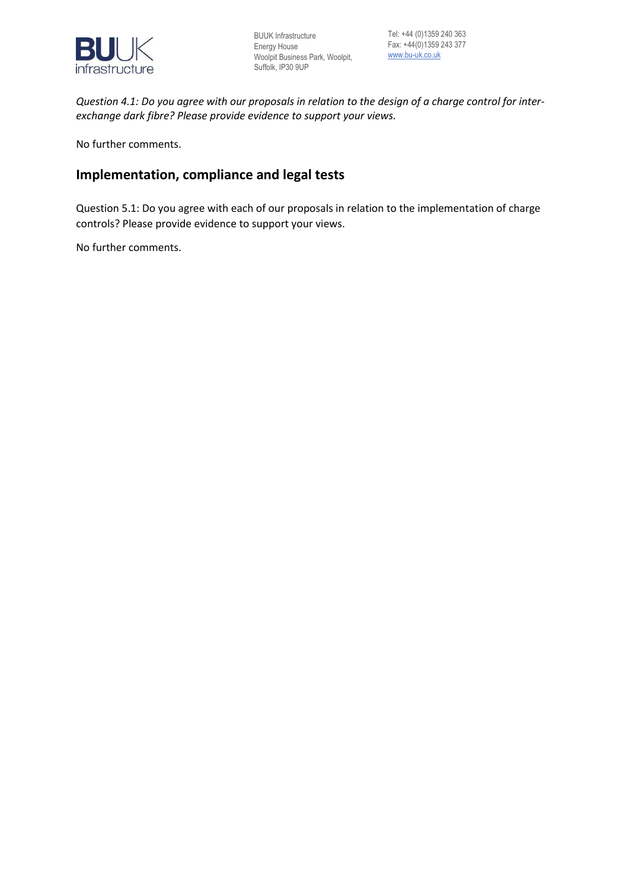*Question 4.1: Do you agree with our proposals in relation to the design of a charge control for inter-exchange dark fibre? Please provide evidence to support your views.*

No further comments.

## Implementation, compliance and legal tests

Question 5.1: Do you agree with each of our proposals in relation to the implementation of charge controls? Please provide evidence to support your views.

No further comments.